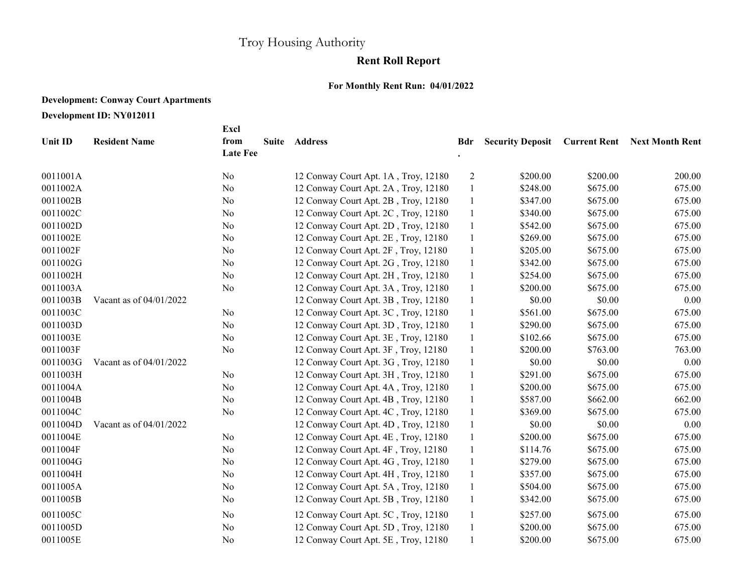Troy Housing Authority

# Rent Roll Report

**For Monthly Rent Run: 04/01/2022**

**Development: Conway Court Apartments**

**Development ID: NY012011**

| Unit ID | Resident Name | Excl from Late Fee | Suite | Address | Bdr. | Security Deposit | Current Rent | Next Month Rent |
|---|---|---|---|---|---|---|---|---|
| 0011001A | | No | | 12 Conway Court Apt. 1A , Troy, 12180 | 2 | $200.00 | $200.00 | 200.00 |
| 0011002A | | No | | 12 Conway Court Apt. 2A , Troy, 12180 | 1 | $248.00 | $675.00 | 675.00 |
| 0011002B | | No | | 12 Conway Court Apt. 2B , Troy, 12180 | 1 | $347.00 | $675.00 | 675.00 |
| 0011002C | | No | | 12 Conway Court Apt. 2C , Troy, 12180 | 1 | $340.00 | $675.00 | 675.00 |
| 0011002D | | No | | 12 Conway Court Apt. 2D , Troy, 12180 | 1 | $542.00 | $675.00 | 675.00 |
| 0011002E | | No | | 12 Conway Court Apt. 2E , Troy, 12180 | 1 | $269.00 | $675.00 | 675.00 |
| 0011002F | | No | | 12 Conway Court Apt. 2F , Troy, 12180 | 1 | $205.00 | $675.00 | 675.00 |
| 0011002G | | No | | 12 Conway Court Apt. 2G , Troy, 12180 | 1 | $342.00 | $675.00 | 675.00 |
| 0011002H | | No | | 12 Conway Court Apt. 2H , Troy, 12180 | 1 | $254.00 | $675.00 | 675.00 |
| 0011003A | | No | | 12 Conway Court Apt. 3A , Troy, 12180 | 1 | $200.00 | $675.00 | 675.00 |
| 0011003B | Vacant as of 04/01/2022 | | | 12 Conway Court Apt. 3B , Troy, 12180 | 1 | $0.00 | $0.00 | 0.00 |
| 0011003C | | No | | 12 Conway Court Apt. 3C , Troy, 12180 | 1 | $561.00 | $675.00 | 675.00 |
| 0011003D | | No | | 12 Conway Court Apt. 3D , Troy, 12180 | 1 | $290.00 | $675.00 | 675.00 |
| 0011003E | | No | | 12 Conway Court Apt. 3E , Troy, 12180 | 1 | $102.66 | $675.00 | 675.00 |
| 0011003F | | No | | 12 Conway Court Apt. 3F , Troy, 12180 | 1 | $200.00 | $763.00 | 763.00 |
| 0011003G | Vacant as of 04/01/2022 | | | 12 Conway Court Apt. 3G , Troy, 12180 | 1 | $0.00 | $0.00 | 0.00 |
| 0011003H | | No | | 12 Conway Court Apt. 3H , Troy, 12180 | 1 | $291.00 | $675.00 | 675.00 |
| 0011004A | | No | | 12 Conway Court Apt. 4A , Troy, 12180 | 1 | $200.00 | $675.00 | 675.00 |
| 0011004B | | No | | 12 Conway Court Apt. 4B , Troy, 12180 | 1 | $587.00 | $662.00 | 662.00 |
| 0011004C | | No | | 12 Conway Court Apt. 4C , Troy, 12180 | 1 | $369.00 | $675.00 | 675.00 |
| 0011004D | Vacant as of 04/01/2022 | | | 12 Conway Court Apt. 4D , Troy, 12180 | 1 | $0.00 | $0.00 | 0.00 |
| 0011004E | | No | | 12 Conway Court Apt. 4E , Troy, 12180 | 1 | $200.00 | $675.00 | 675.00 |
| 0011004F | | No | | 12 Conway Court Apt. 4F , Troy, 12180 | 1 | $114.76 | $675.00 | 675.00 |
| 0011004G | | No | | 12 Conway Court Apt. 4G , Troy, 12180 | 1 | $279.00 | $675.00 | 675.00 |
| 0011004H | | No | | 12 Conway Court Apt. 4H , Troy, 12180 | 1 | $357.00 | $675.00 | 675.00 |
| 0011005A | | No | | 12 Conway Court Apt. 5A , Troy, 12180 | 1 | $504.00 | $675.00 | 675.00 |
| 0011005B | | No | | 12 Conway Court Apt. 5B , Troy, 12180 | 1 | $342.00 | $675.00 | 675.00 |
| 0011005C | | No | | 12 Conway Court Apt. 5C , Troy, 12180 | 1 | $257.00 | $675.00 | 675.00 |
| 0011005D | | No | | 12 Conway Court Apt. 5D , Troy, 12180 | 1 | $200.00 | $675.00 | 675.00 |
| 0011005E | | No | | 12 Conway Court Apt. 5E , Troy, 12180 | 1 | $200.00 | $675.00 | 675.00 |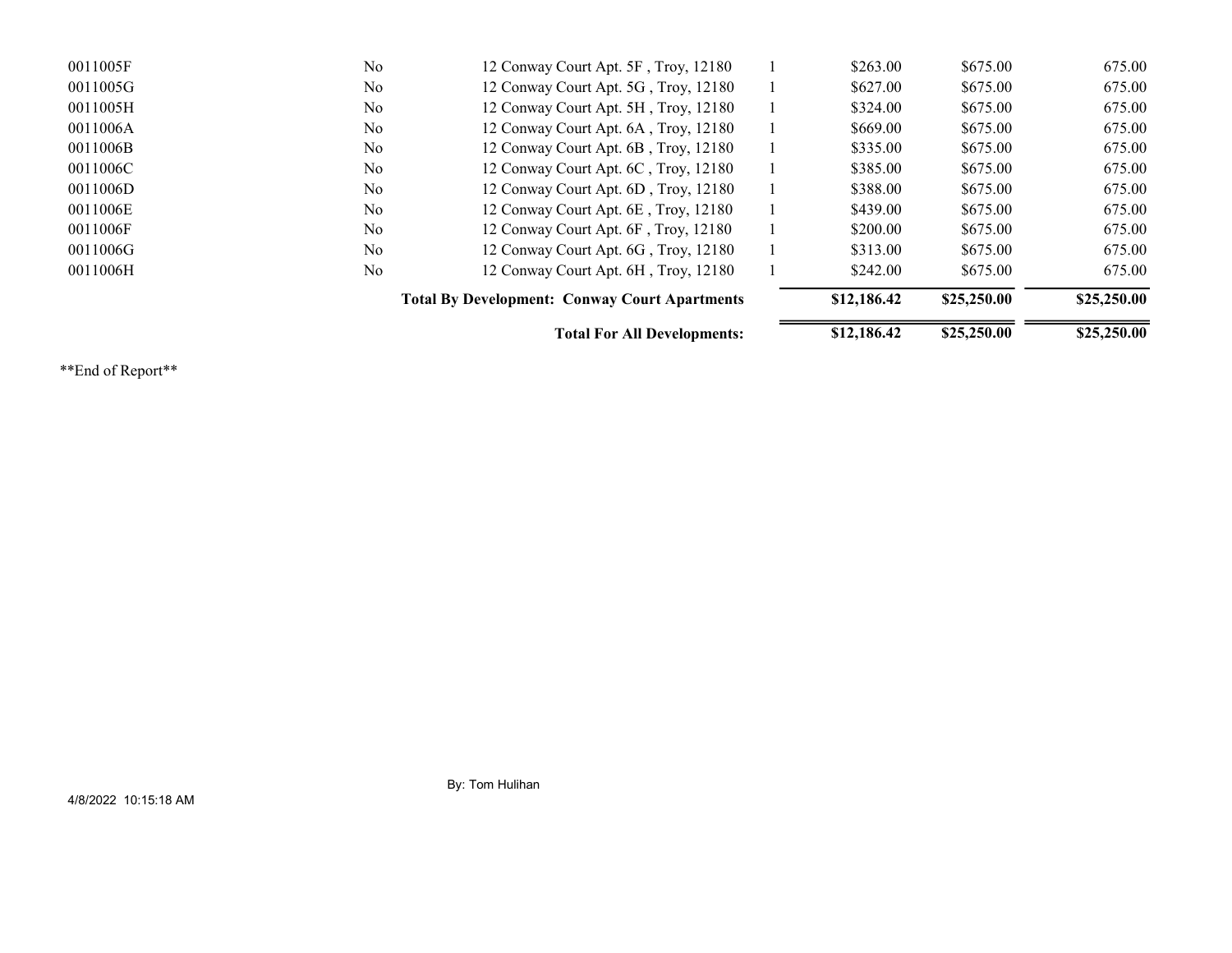| | | | | | | |
|---|---|---|---|---|---|---|
| 0011005F | No | 12 Conway Court Apt. 5F , Troy, 12180 | 1 | $263.00 | $675.00 | 675.00 |
| 0011005G | No | 12 Conway Court Apt. 5G , Troy, 12180 | 1 | $627.00 | $675.00 | 675.00 |
| 0011005H | No | 12 Conway Court Apt. 5H , Troy, 12180 | 1 | $324.00 | $675.00 | 675.00 |
| 0011006A | No | 12 Conway Court Apt. 6A , Troy, 12180 | 1 | $669.00 | $675.00 | 675.00 |
| 0011006B | No | 12 Conway Court Apt. 6B , Troy, 12180 | 1 | $335.00 | $675.00 | 675.00 |
| 0011006C | No | 12 Conway Court Apt. 6C , Troy, 12180 | 1 | $385.00 | $675.00 | 675.00 |
| 0011006D | No | 12 Conway Court Apt. 6D , Troy, 12180 | 1 | $388.00 | $675.00 | 675.00 |
| 0011006E | No | 12 Conway Court Apt. 6E , Troy, 12180 | 1 | $439.00 | $675.00 | 675.00 |
| 0011006F | No | 12 Conway Court Apt. 6F , Troy, 12180 | 1 | $200.00 | $675.00 | 675.00 |
| 0011006G | No | 12 Conway Court Apt. 6G , Troy, 12180 | 1 | $313.00 | $675.00 | 675.00 |
| 0011006H | No | 12 Conway Court Apt. 6H , Troy, 12180 | 1 | $242.00 | $675.00 | 675.00 |
| | | **Total By Development: Conway Court Apartments** | | **$12,186.42** | **$25,250.00** | **$25,250.00** |
| | | **Total For All Developments:** | | **$12,186.42** | **$25,250.00** | **$25,250.00** |

**End of Report**

By: Tom Hulihan

4/8/2022 10:15:18 AM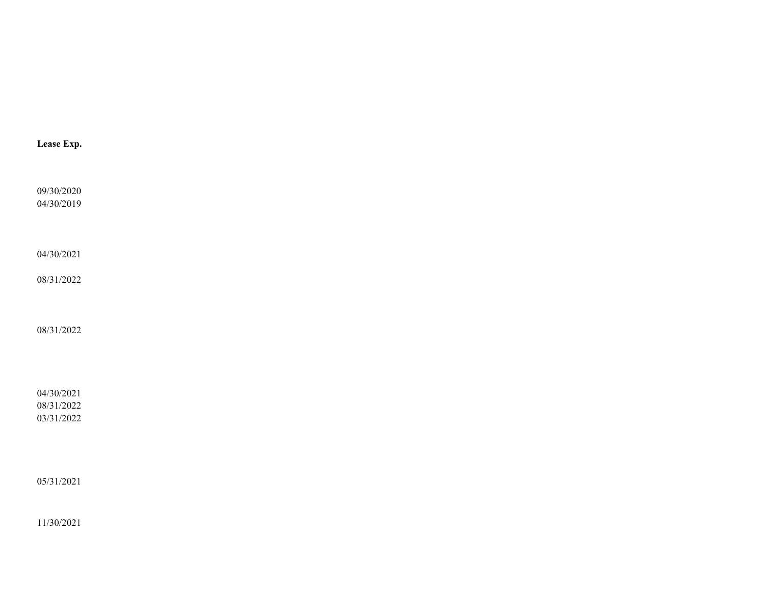| Lease Exp. |
|---|
| |
| 09/30/2020 |
| 04/30/2019 |
| |
| 04/30/2021 |
| 08/31/2022 |
| |
| 08/31/2022 |
| |
| 04/30/2021 |
| 08/31/2022 |
| 03/31/2022 |
| |
| 05/31/2021 |
| |
| 11/30/2021 |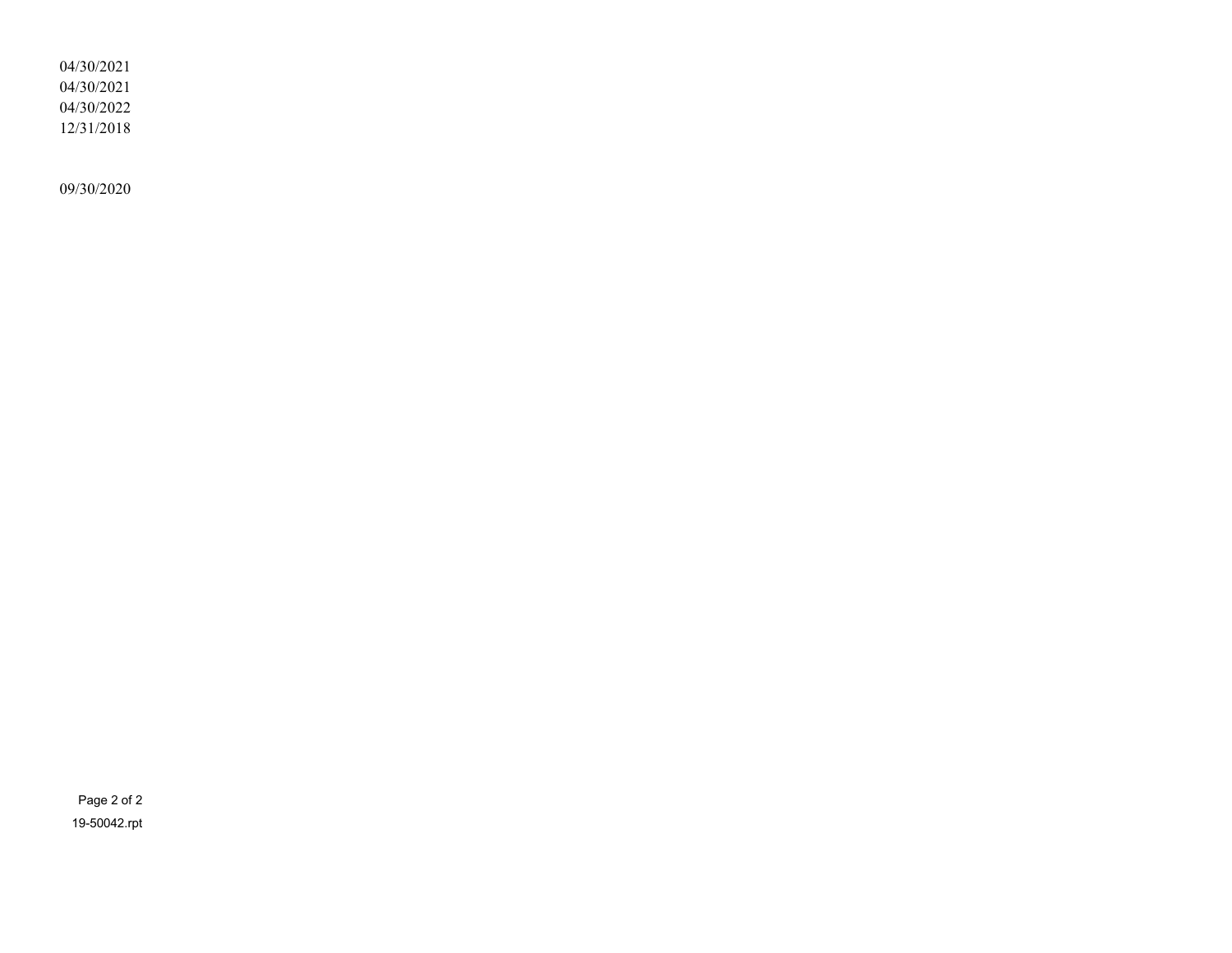04/30/2021
04/30/2021
04/30/2022
12/31/2018

09/30/2020

19-50042.rpt